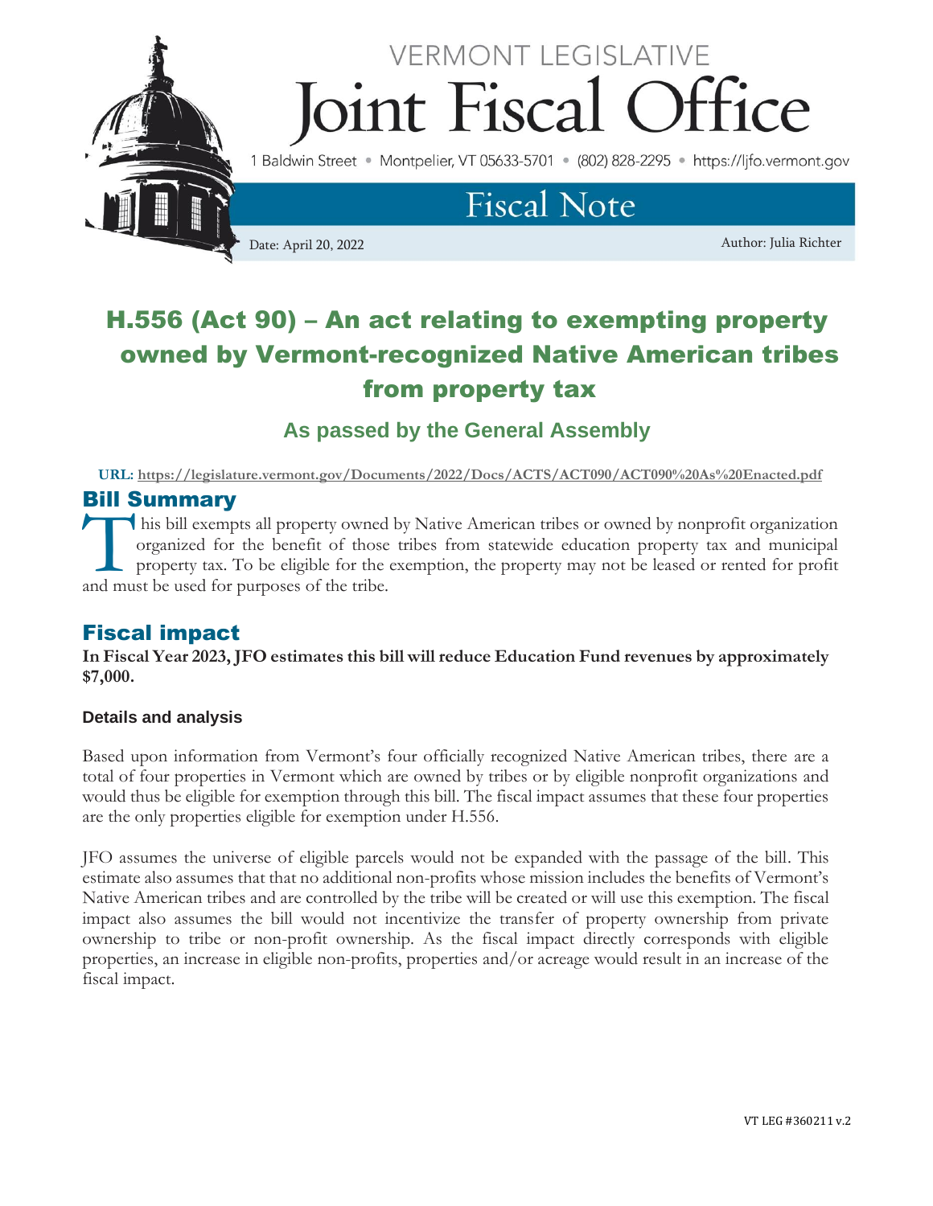VERMONT LEGISLATIVE

# Joint Fiscal Office

1 Baldwin Street • Montpelier, VT 05633-5701 • (802) 828-2295 • https://ljfo.vermont.gov

## Fiscal Note

Date: April 20, 2022

Author: Julia Richter

# H.556 (Act 90) – An act relating to exempting property owned by Vermont-recognized Native American tribes from property tax

### As passed by the General Assembly

**URL: https://legislature.vermont.gov/Documents/2022/Docs/ACTS/ACT090/ACT090%20As%20Enacted.pdf**

## Bill Summary

This bill exempts all property owned by Native American tribes or owned by nonprofit organization organized for the benefit of those tribes from statewide education property tax and municipal property tax. To be eligible for the exemption, the property may not be leased or rented for profit and must be used for purposes of the tribe.

## Fiscal impact

**In Fiscal Year 2023, JFO estimates this bill will reduce Education Fund revenues by approximately $7,000.**

### Details and analysis

Based upon information from Vermont's four officially recognized Native American tribes, there are a total of four properties in Vermont which are owned by tribes or by eligible nonprofit organizations and would thus be eligible for exemption through this bill. The fiscal impact assumes that these four properties are the only properties eligible for exemption under H.556.

JFO assumes the universe of eligible parcels would not be expanded with the passage of the bill. This estimate also assumes that that no additional non-profits whose mission includes the benefits of Vermont's Native American tribes and are controlled by the tribe will be created or will use this exemption. The fiscal impact also assumes the bill would not incentivize the transfer of property ownership from private ownership to tribe or non-profit ownership. As the fiscal impact directly corresponds with eligible properties, an increase in eligible non-profits, properties and/or acreage would result in an increase of the fiscal impact.

VT LEG #360211 v.2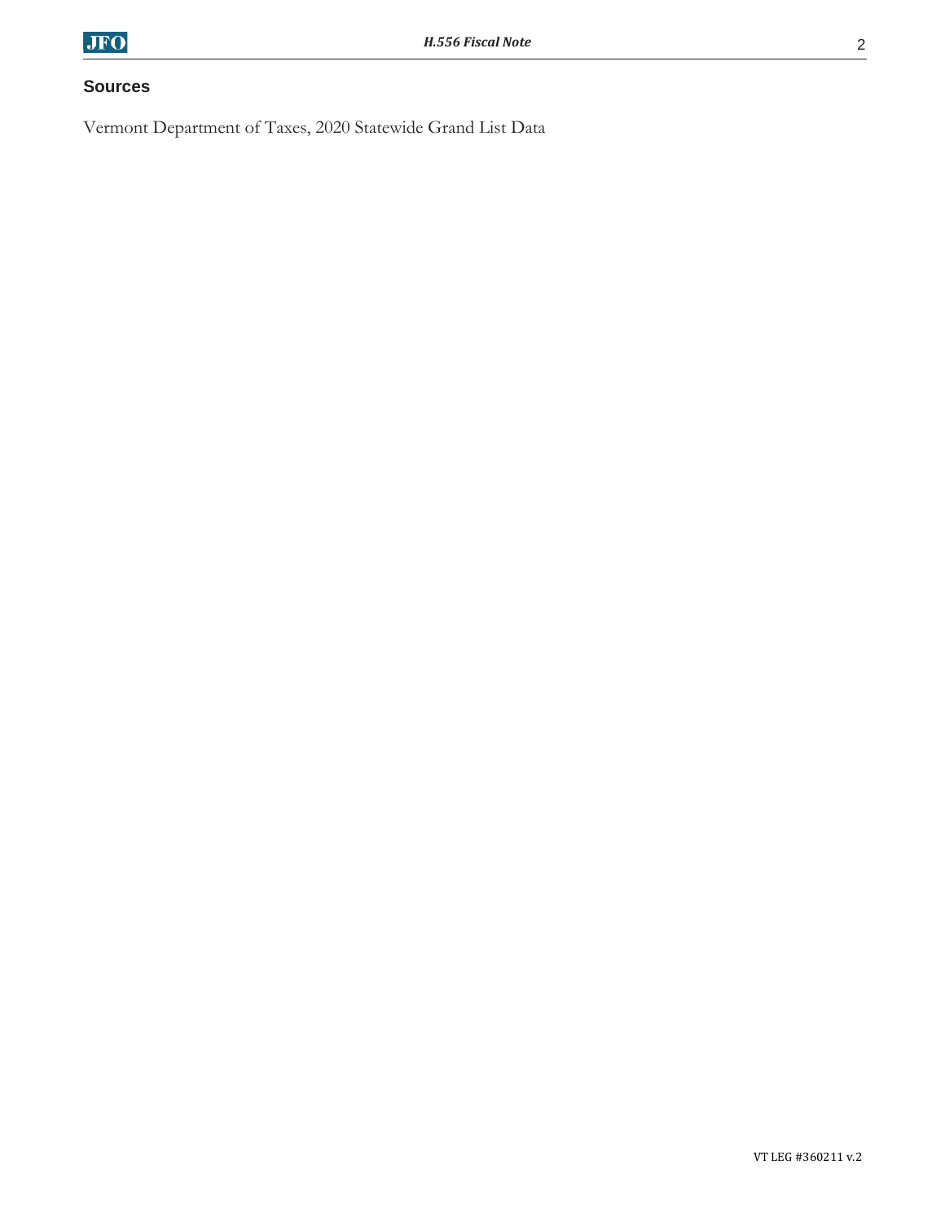## Sources

Vermont Department of Taxes, 2020 Statewide Grand List Data